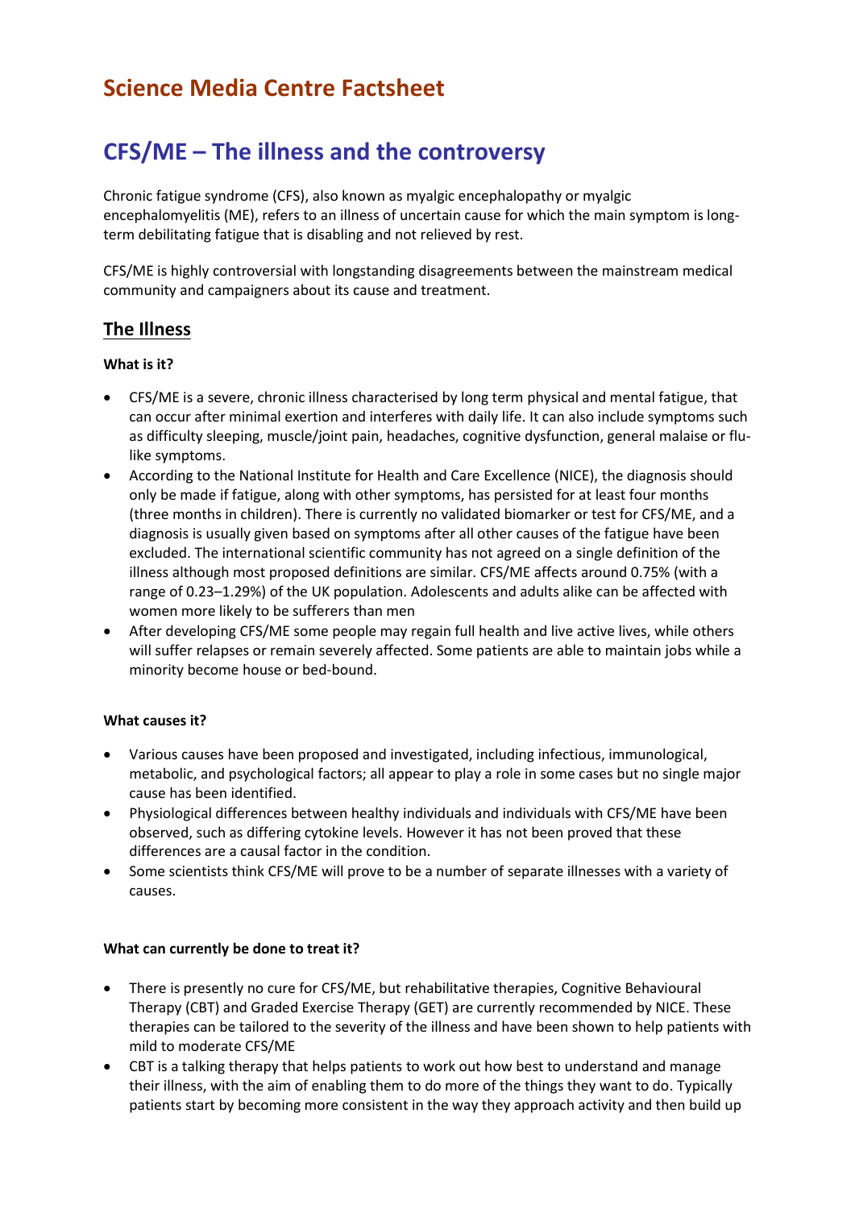# Science Media Centre Factsheet

## CFS/ME – The illness and the controversy

Chronic fatigue syndrome (CFS), also known as myalgic encephalopathy or myalgic encephalomyelitis (ME), refers to an illness of uncertain cause for which the main symptom is long-term debilitating fatigue that is disabling and not relieved by rest.

CFS/ME is highly controversial with longstanding disagreements between the mainstream medical community and campaigners about its cause and treatment.

### The Illness

**What is it?**

- CFS/ME is a severe, chronic illness characterised by long term physical and mental fatigue, that can occur after minimal exertion and interferes with daily life. It can also include symptoms such as difficulty sleeping, muscle/joint pain, headaches, cognitive dysfunction, general malaise or flu-like symptoms.
- According to the National Institute for Health and Care Excellence (NICE), the diagnosis should only be made if fatigue, along with other symptoms, has persisted for at least four months (three months in children). There is currently no validated biomarker or test for CFS/ME, and a diagnosis is usually given based on symptoms after all other causes of the fatigue have been excluded. The international scientific community has not agreed on a single definition of the illness although most proposed definitions are similar. CFS/ME affects around 0.75% (with a range of 0.23–1.29%) of the UK population. Adolescents and adults alike can be affected with women more likely to be sufferers than men
- After developing CFS/ME some people may regain full health and live active lives, while others will suffer relapses or remain severely affected. Some patients are able to maintain jobs while a minority become house or bed-bound.

**What causes it?**

- Various causes have been proposed and investigated, including infectious, immunological, metabolic, and psychological factors; all appear to play a role in some cases but no single major cause has been identified.
- Physiological differences between healthy individuals and individuals with CFS/ME have been observed, such as differing cytokine levels. However it has not been proved that these differences are a causal factor in the condition.
- Some scientists think CFS/ME will prove to be a number of separate illnesses with a variety of causes.

**What can currently be done to treat it?**

- There is presently no cure for CFS/ME, but rehabilitative therapies, Cognitive Behavioural Therapy (CBT) and Graded Exercise Therapy (GET) are currently recommended by NICE. These therapies can be tailored to the severity of the illness and have been shown to help patients with mild to moderate CFS/ME
- CBT is a talking therapy that helps patients to work out how best to understand and manage their illness, with the aim of enabling them to do more of the things they want to do. Typically patients start by becoming more consistent in the way they approach activity and then build up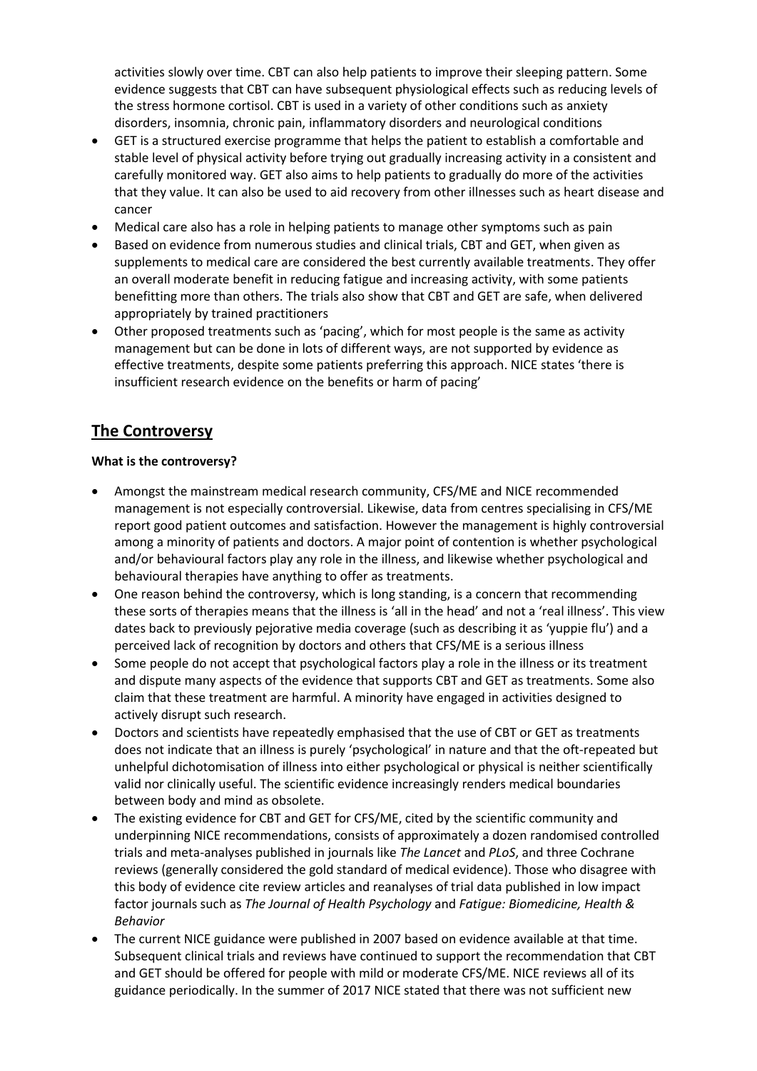activities slowly over time. CBT can also help patients to improve their sleeping pattern. Some evidence suggests that CBT can have subsequent physiological effects such as reducing levels of the stress hormone cortisol. CBT is used in a variety of other conditions such as anxiety disorders, insomnia, chronic pain, inflammatory disorders and neurological conditions

- GET is a structured exercise programme that helps the patient to establish a comfortable and stable level of physical activity before trying out gradually increasing activity in a consistent and carefully monitored way. GET also aims to help patients to gradually do more of the activities that they value. It can also be used to aid recovery from other illnesses such as heart disease and cancer
- Medical care also has a role in helping patients to manage other symptoms such as pain
- Based on evidence from numerous studies and clinical trials, CBT and GET, when given as supplements to medical care are considered the best currently available treatments. They offer an overall moderate benefit in reducing fatigue and increasing activity, with some patients benefitting more than others. The trials also show that CBT and GET are safe, when delivered appropriately by trained practitioners
- Other proposed treatments such as 'pacing', which for most people is the same as activity management but can be done in lots of different ways, are not supported by evidence as effective treatments, despite some patients preferring this approach. NICE states 'there is insufficient research evidence on the benefits or harm of pacing'

## The Controversy

**What is the controversy?**

- Amongst the mainstream medical research community, CFS/ME and NICE recommended management is not especially controversial. Likewise, data from centres specialising in CFS/ME report good patient outcomes and satisfaction. However the management is highly controversial among a minority of patients and doctors. A major point of contention is whether psychological and/or behavioural factors play any role in the illness, and likewise whether psychological and behavioural therapies have anything to offer as treatments.
- One reason behind the controversy, which is long standing, is a concern that recommending these sorts of therapies means that the illness is 'all in the head' and not a 'real illness'. This view dates back to previously pejorative media coverage (such as describing it as 'yuppie flu') and a perceived lack of recognition by doctors and others that CFS/ME is a serious illness
- Some people do not accept that psychological factors play a role in the illness or its treatment and dispute many aspects of the evidence that supports CBT and GET as treatments. Some also claim that these treatment are harmful. A minority have engaged in activities designed to actively disrupt such research.
- Doctors and scientists have repeatedly emphasised that the use of CBT or GET as treatments does not indicate that an illness is purely 'psychological' in nature and that the oft-repeated but unhelpful dichotomisation of illness into either psychological or physical is neither scientifically valid nor clinically useful. The scientific evidence increasingly renders medical boundaries between body and mind as obsolete.
- The existing evidence for CBT and GET for CFS/ME, cited by the scientific community and underpinning NICE recommendations, consists of approximately a dozen randomised controlled trials and meta-analyses published in journals like *The Lancet* and *PLoS*, and three Cochrane reviews (generally considered the gold standard of medical evidence). Those who disagree with this body of evidence cite review articles and reanalyses of trial data published in low impact factor journals such as *The Journal of Health Psychology* and *Fatigue: Biomedicine, Health & Behavior*
- The current NICE guidance were published in 2007 based on evidence available at that time. Subsequent clinical trials and reviews have continued to support the recommendation that CBT and GET should be offered for people with mild or moderate CFS/ME. NICE reviews all of its guidance periodically. In the summer of 2017 NICE stated that there was not sufficient new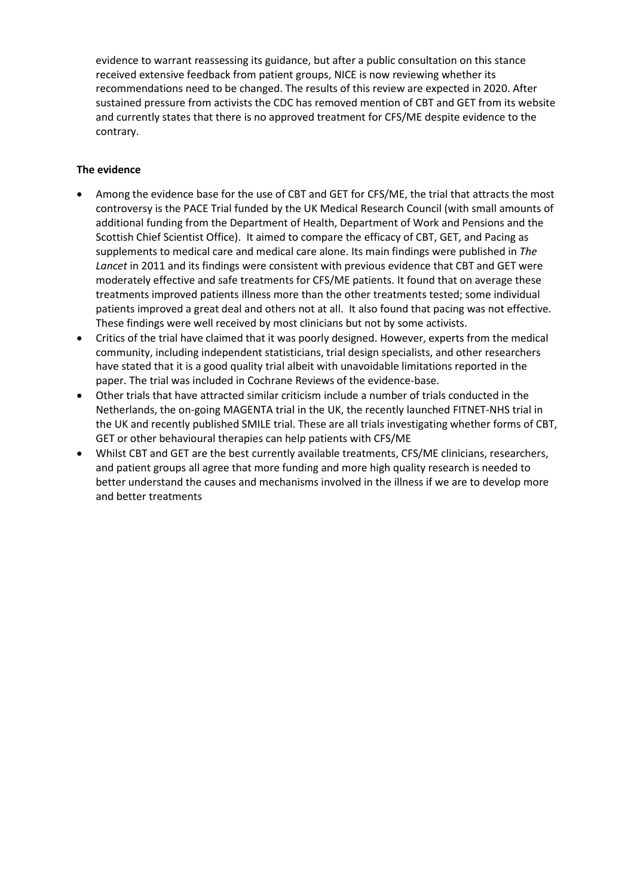evidence to warrant reassessing its guidance, but after a public consultation on this stance received extensive feedback from patient groups, NICE is now reviewing whether its recommendations need to be changed. The results of this review are expected in 2020. After sustained pressure from activists the CDC has removed mention of CBT and GET from its website and currently states that there is no approved treatment for CFS/ME despite evidence to the contrary.

**The evidence**

- Among the evidence base for the use of CBT and GET for CFS/ME, the trial that attracts the most controversy is the PACE Trial funded by the UK Medical Research Council (with small amounts of additional funding from the Department of Health, Department of Work and Pensions and the Scottish Chief Scientist Office). It aimed to compare the efficacy of CBT, GET, and Pacing as supplements to medical care and medical care alone. Its main findings were published in *The Lancet* in 2011 and its findings were consistent with previous evidence that CBT and GET were moderately effective and safe treatments for CFS/ME patients. It found that on average these treatments improved patients illness more than the other treatments tested; some individual patients improved a great deal and others not at all. It also found that pacing was not effective. These findings were well received by most clinicians but not by some activists.
- Critics of the trial have claimed that it was poorly designed. However, experts from the medical community, including independent statisticians, trial design specialists, and other researchers have stated that it is a good quality trial albeit with unavoidable limitations reported in the paper. The trial was included in Cochrane Reviews of the evidence-base.
- Other trials that have attracted similar criticism include a number of trials conducted in the Netherlands, the on-going MAGENTA trial in the UK, the recently launched FITNET-NHS trial in the UK and recently published SMILE trial. These are all trials investigating whether forms of CBT, GET or other behavioural therapies can help patients with CFS/ME
- Whilst CBT and GET are the best currently available treatments, CFS/ME clinicians, researchers, and patient groups all agree that more funding and more high quality research is needed to better understand the causes and mechanisms involved in the illness if we are to develop more and better treatments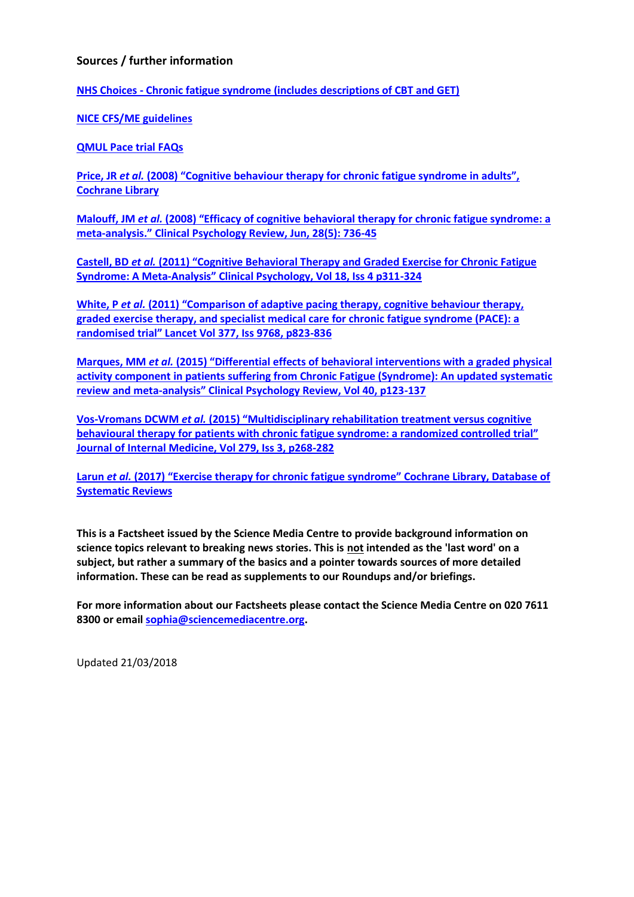## Sources / further information

**NHS Choices - Chronic fatigue syndrome (includes descriptions of CBT and GET)**

**NICE CFS/ME guidelines**

**QMUL Pace trial FAQs**

**Price, JR *et al.* (2008) "Cognitive behaviour therapy for chronic fatigue syndrome in adults", Cochrane Library**

**Malouff, JM *et al.* (2008) "Efficacy of cognitive behavioral therapy for chronic fatigue syndrome: a meta-analysis." Clinical Psychology Review, Jun, 28(5): 736-45**

**Castell, BD *et al.* (2011) "Cognitive Behavioral Therapy and Graded Exercise for Chronic Fatigue Syndrome: A Meta-Analysis" Clinical Psychology, Vol 18, Iss 4 p311-324**

**White, P *et al.* (2011) "Comparison of adaptive pacing therapy, cognitive behaviour therapy, graded exercise therapy, and specialist medical care for chronic fatigue syndrome (PACE): a randomised trial" Lancet Vol 377, Iss 9768, p823-836**

**Marques, MM *et al.* (2015) "Differential effects of behavioral interventions with a graded physical activity component in patients suffering from Chronic Fatigue (Syndrome): An updated systematic review and meta-analysis" Clinical Psychology Review, Vol 40, p123-137**

**Vos-Vromans DCWM *et al.* (2015) "Multidisciplinary rehabilitation treatment versus cognitive behavioural therapy for patients with chronic fatigue syndrome: a randomized controlled trial" Journal of Internal Medicine, Vol 279, Iss 3, p268-282**

**Larun *et al.* (2017) "Exercise therapy for chronic fatigue syndrome" Cochrane Library, Database of Systematic Reviews**

**This is a Factsheet issued by the Science Media Centre to provide background information on science topics relevant to breaking news stories. This is not intended as the 'last word' on a subject, but rather a summary of the basics and a pointer towards sources of more detailed information. These can be read as supplements to our Roundups and/or briefings.**

**For more information about our Factsheets please contact the Science Media Centre on 020 7611 8300 or email sophia@sciencemediacentre.org.**

Updated 21/03/2018